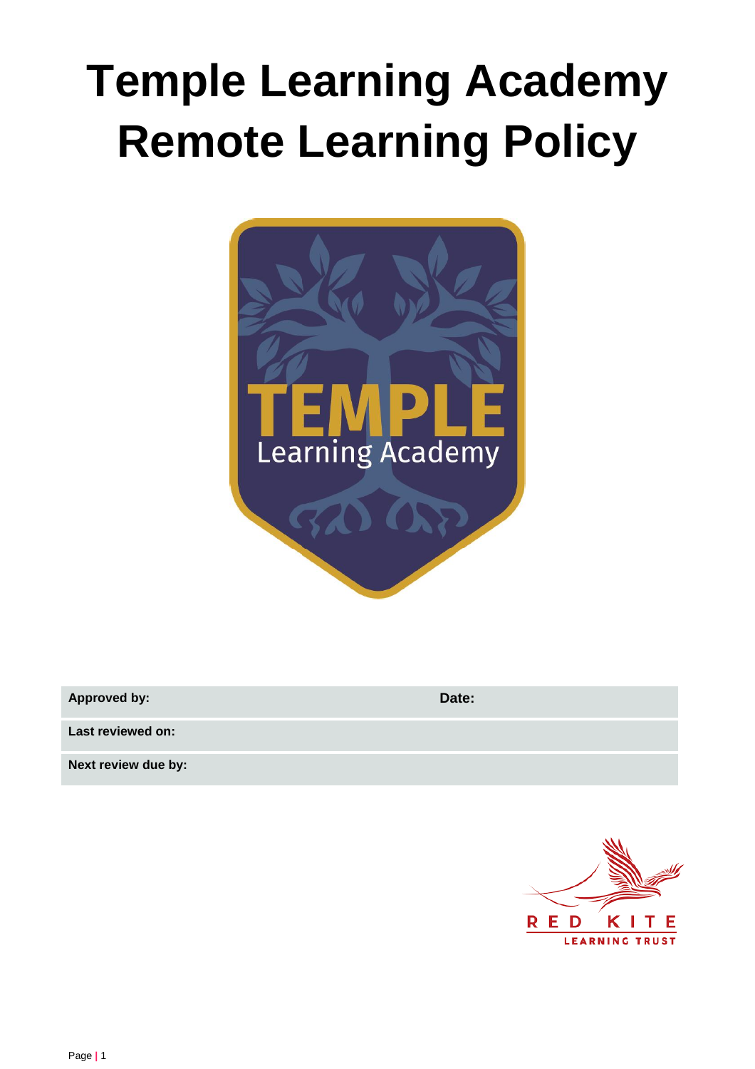# Temple Learning Academy Remote Learning Policy

| Approved by: | Date: |
| --- | --- |
| Last reviewed on: | |
| Next review due by: | |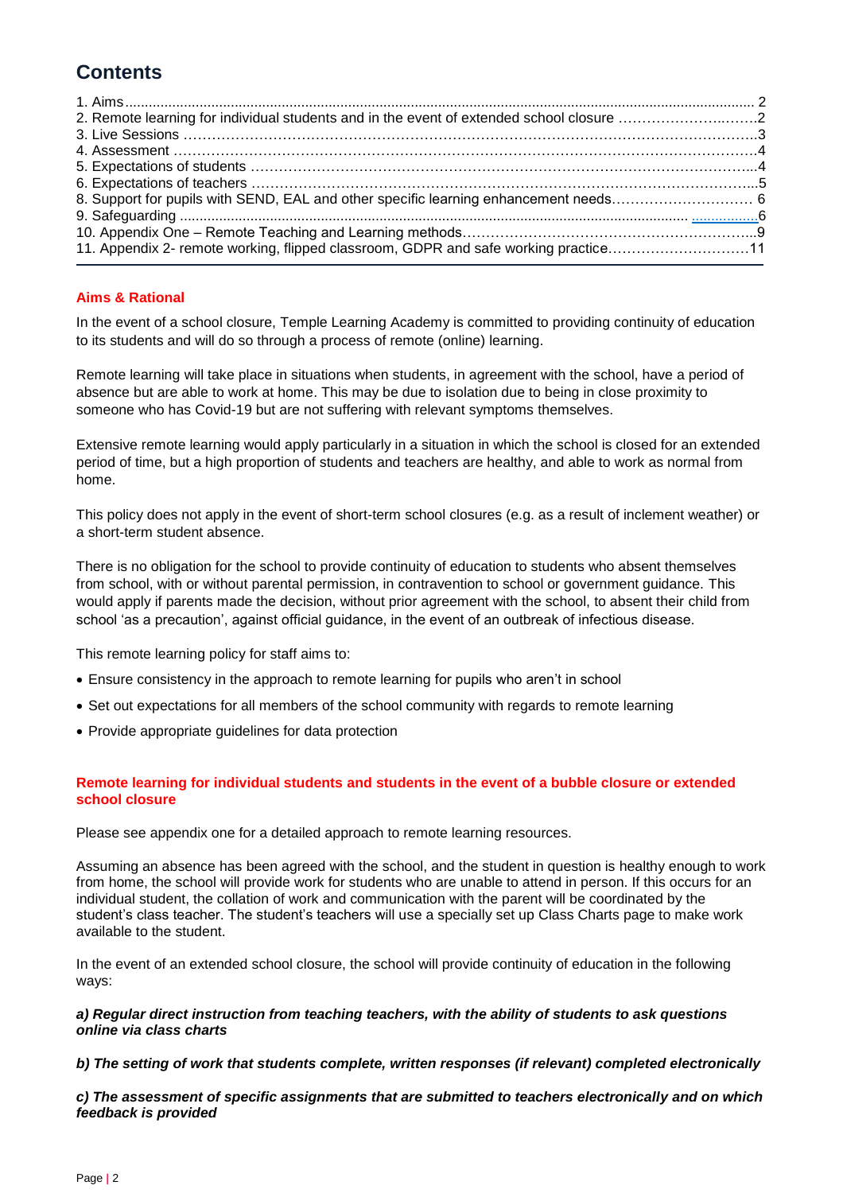# Contents

1. Aims .......... 2
2. Remote learning for individual students and in the event of extended school closure .......... 2
3. Live Sessions .......... 3
4. Assessment .......... 4
5. Expectations of students .......... 4
6. Expectations of teachers .......... 5
8. Support for pupils with SEND, EAL and other specific learning enhancement needs .......... 6
9. Safeguarding .......... 6
10. Appendix One – Remote Teaching and Learning methods .......... 9
11. Appendix 2- remote working, flipped classroom, GDPR and safe working practice .......... 11

## Aims & Rational

In the event of a school closure, Temple Learning Academy is committed to providing continuity of education to its students and will do so through a process of remote (online) learning.

Remote learning will take place in situations when students, in agreement with the school, have a period of absence but are able to work at home. This may be due to isolation due to being in close proximity to someone who has Covid-19 but are not suffering with relevant symptoms themselves.

Extensive remote learning would apply particularly in a situation in which the school is closed for an extended period of time, but a high proportion of students and teachers are healthy, and able to work as normal from home.

This policy does not apply in the event of short-term school closures (e.g. as a result of inclement weather) or a short-term student absence.

There is no obligation for the school to provide continuity of education to students who absent themselves from school, with or without parental permission, in contravention to school or government guidance. This would apply if parents made the decision, without prior agreement with the school, to absent their child from school 'as a precaution', against official guidance, in the event of an outbreak of infectious disease.

This remote learning policy for staff aims to:

- Ensure consistency in the approach to remote learning for pupils who aren't in school
- Set out expectations for all members of the school community with regards to remote learning
- Provide appropriate guidelines for data protection

## Remote learning for individual students and students in the event of a bubble closure or extended school closure

Please see appendix one for a detailed approach to remote learning resources.

Assuming an absence has been agreed with the school, and the student in question is healthy enough to work from home, the school will provide work for students who are unable to attend in person. If this occurs for an individual student, the collation of work and communication with the parent will be coordinated by the student's class teacher. The student's teachers will use a specially set up Class Charts page to make work available to the student.

In the event of an extended school closure, the school will provide continuity of education in the following ways:

***a) Regular direct instruction from teaching teachers, with the ability of students to ask questions online via class charts***

***b) The setting of work that students complete, written responses (if relevant) completed electronically***

***c) The assessment of specific assignments that are submitted to teachers electronically and on which feedback is provided***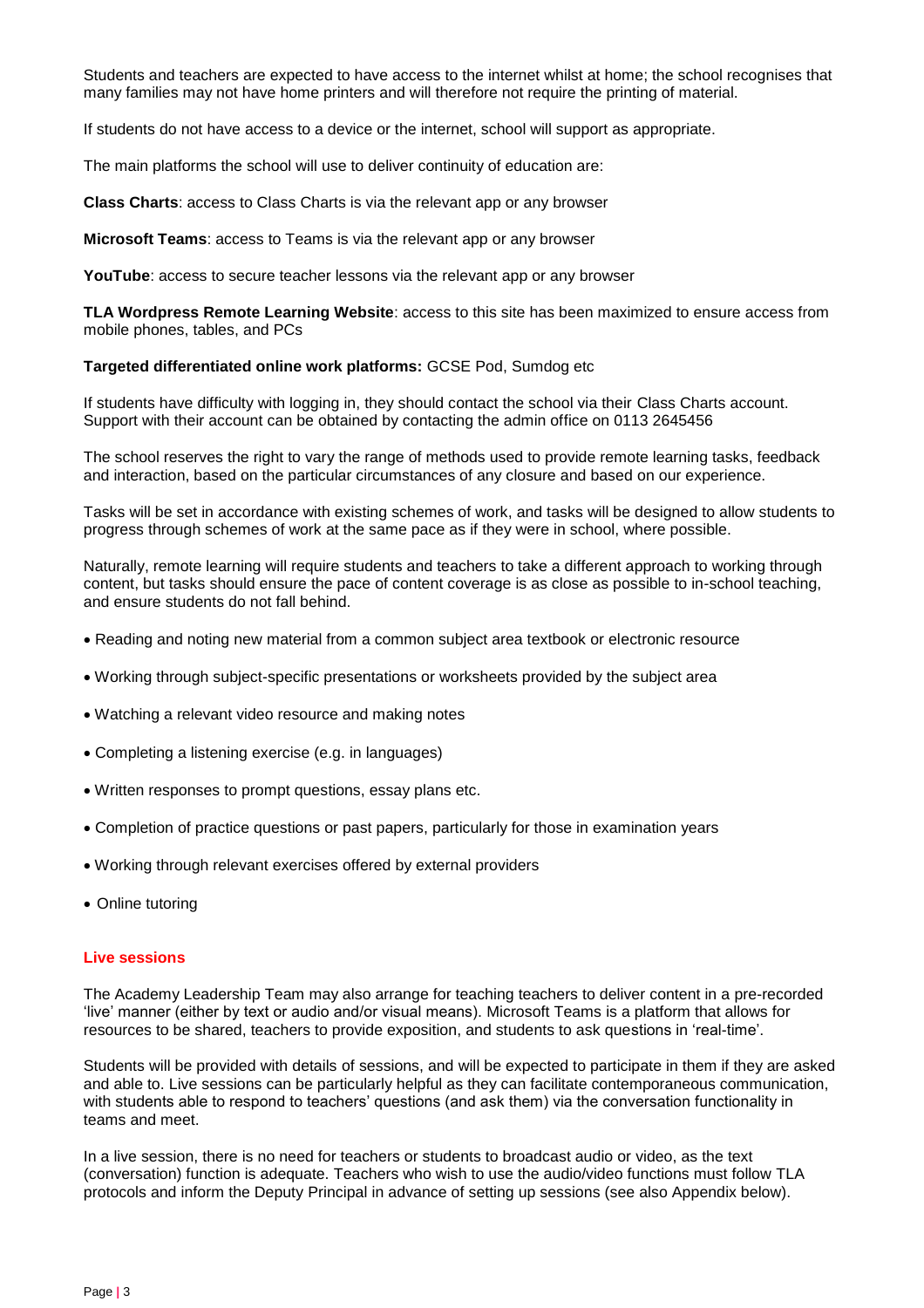Students and teachers are expected to have access to the internet whilst at home; the school recognises that many families may not have home printers and will therefore not require the printing of material.

If students do not have access to a device or the internet, school will support as appropriate.

The main platforms the school will use to deliver continuity of education are:

**Class Charts**: access to Class Charts is via the relevant app or any browser

**Microsoft Teams**: access to Teams is via the relevant app or any browser

**YouTube**: access to secure teacher lessons via the relevant app or any browser

**TLA Wordpress Remote Learning Website**: access to this site has been maximized to ensure access from mobile phones, tables, and PCs

**Targeted differentiated online work platforms:** GCSE Pod, Sumdog etc

If students have difficulty with logging in, they should contact the school via their Class Charts account. Support with their account can be obtained by contacting the admin office on 0113 2645456

The school reserves the right to vary the range of methods used to provide remote learning tasks, feedback and interaction, based on the particular circumstances of any closure and based on our experience.

Tasks will be set in accordance with existing schemes of work, and tasks will be designed to allow students to progress through schemes of work at the same pace as if they were in school, where possible.

Naturally, remote learning will require students and teachers to take a different approach to working through content, but tasks should ensure the pace of content coverage is as close as possible to in-school teaching, and ensure students do not fall behind.

- Reading and noting new material from a common subject area textbook or electronic resource
- Working through subject-specific presentations or worksheets provided by the subject area
- Watching a relevant video resource and making notes
- Completing a listening exercise (e.g. in languages)
- Written responses to prompt questions, essay plans etc.
- Completion of practice questions or past papers, particularly for those in examination years
- Working through relevant exercises offered by external providers
- Online tutoring

### Live sessions

The Academy Leadership Team may also arrange for teaching teachers to deliver content in a pre-recorded 'live' manner (either by text or audio and/or visual means). Microsoft Teams is a platform that allows for resources to be shared, teachers to provide exposition, and students to ask questions in 'real-time'.

Students will be provided with details of sessions, and will be expected to participate in them if they are asked and able to. Live sessions can be particularly helpful as they can facilitate contemporaneous communication, with students able to respond to teachers' questions (and ask them) via the conversation functionality in teams and meet.

In a live session, there is no need for teachers or students to broadcast audio or video, as the text (conversation) function is adequate. Teachers who wish to use the audio/video functions must follow TLA protocols and inform the Deputy Principal in advance of setting up sessions (see also Appendix below).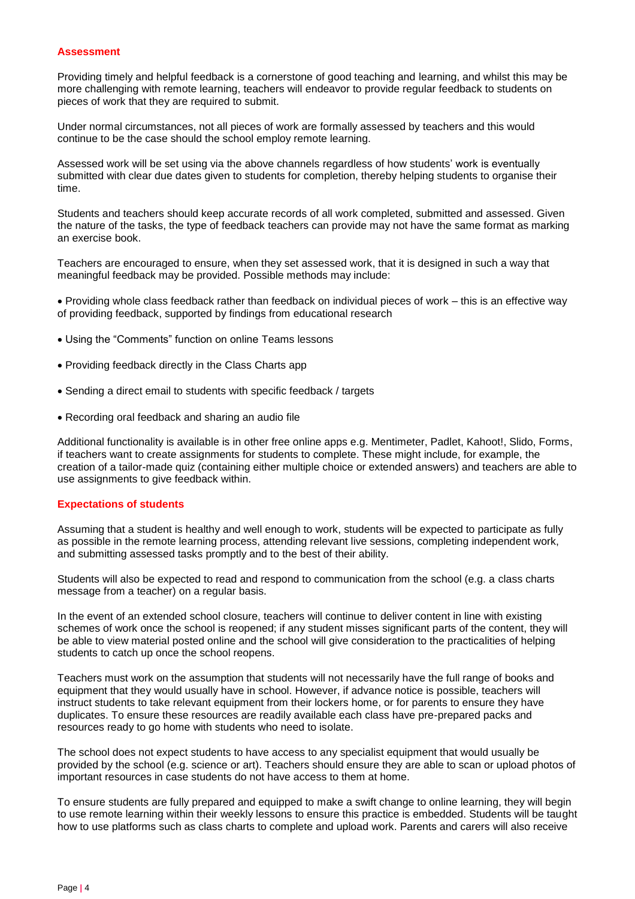## Assessment

Providing timely and helpful feedback is a cornerstone of good teaching and learning, and whilst this may be more challenging with remote learning, teachers will endeavor to provide regular feedback to students on pieces of work that they are required to submit.

Under normal circumstances, not all pieces of work are formally assessed by teachers and this would continue to be the case should the school employ remote learning.

Assessed work will be set using via the above channels regardless of how students' work is eventually submitted with clear due dates given to students for completion, thereby helping students to organise their time.

Students and teachers should keep accurate records of all work completed, submitted and assessed. Given the nature of the tasks, the type of feedback teachers can provide may not have the same format as marking an exercise book.

Teachers are encouraged to ensure, when they set assessed work, that it is designed in such a way that meaningful feedback may be provided. Possible methods may include:

- Providing whole class feedback rather than feedback on individual pieces of work – this is an effective way of providing feedback, supported by findings from educational research
- Using the "Comments" function on online Teams lessons
- Providing feedback directly in the Class Charts app
- Sending a direct email to students with specific feedback / targets
- Recording oral feedback and sharing an audio file

Additional functionality is available is in other free online apps e.g. Mentimeter, Padlet, Kahoot!, Slido, Forms, if teachers want to create assignments for students to complete. These might include, for example, the creation of a tailor-made quiz (containing either multiple choice or extended answers) and teachers are able to use assignments to give feedback within.

## Expectations of students

Assuming that a student is healthy and well enough to work, students will be expected to participate as fully as possible in the remote learning process, attending relevant live sessions, completing independent work, and submitting assessed tasks promptly and to the best of their ability.

Students will also be expected to read and respond to communication from the school (e.g. a class charts message from a teacher) on a regular basis.

In the event of an extended school closure, teachers will continue to deliver content in line with existing schemes of work once the school is reopened; if any student misses significant parts of the content, they will be able to view material posted online and the school will give consideration to the practicalities of helping students to catch up once the school reopens.

Teachers must work on the assumption that students will not necessarily have the full range of books and equipment that they would usually have in school. However, if advance notice is possible, teachers will instruct students to take relevant equipment from their lockers home, or for parents to ensure they have duplicates. To ensure these resources are readily available each class have pre-prepared packs and resources ready to go home with students who need to isolate.

The school does not expect students to have access to any specialist equipment that would usually be provided by the school (e.g. science or art). Teachers should ensure they are able to scan or upload photos of important resources in case students do not have access to them at home.

To ensure students are fully prepared and equipped to make a swift change to online learning, they will begin to use remote learning within their weekly lessons to ensure this practice is embedded. Students will be taught how to use platforms such as class charts to complete and upload work. Parents and carers will also receive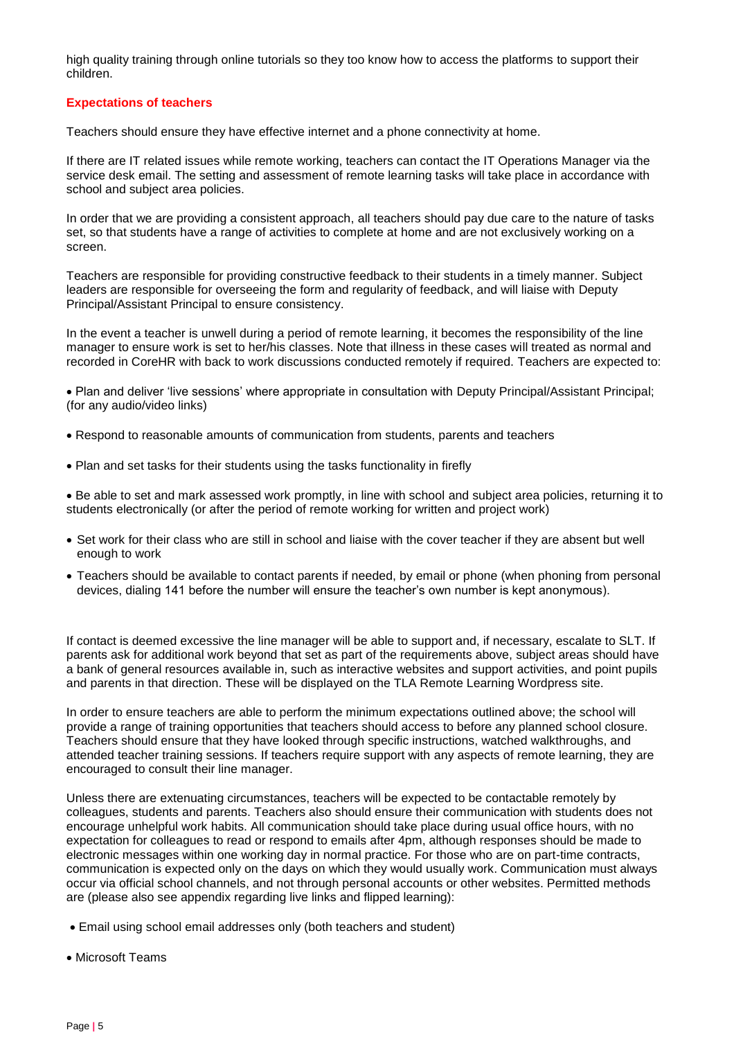high quality training through online tutorials so they too know how to access the platforms to support their children.

### Expectations of teachers

Teachers should ensure they have effective internet and a phone connectivity at home.

If there are IT related issues while remote working, teachers can contact the IT Operations Manager via the service desk email. The setting and assessment of remote learning tasks will take place in accordance with school and subject area policies.

In order that we are providing a consistent approach, all teachers should pay due care to the nature of tasks set, so that students have a range of activities to complete at home and are not exclusively working on a screen.

Teachers are responsible for providing constructive feedback to their students in a timely manner. Subject leaders are responsible for overseeing the form and regularity of feedback, and will liaise with Deputy Principal/Assistant Principal to ensure consistency.

In the event a teacher is unwell during a period of remote learning, it becomes the responsibility of the line manager to ensure work is set to her/his classes. Note that illness in these cases will treated as normal and recorded in CoreHR with back to work discussions conducted remotely if required. Teachers are expected to:

- Plan and deliver 'live sessions' where appropriate in consultation with Deputy Principal/Assistant Principal; (for any audio/video links)
- Respond to reasonable amounts of communication from students, parents and teachers
- Plan and set tasks for their students using the tasks functionality in firefly
- Be able to set and mark assessed work promptly, in line with school and subject area policies, returning it to students electronically (or after the period of remote working for written and project work)
- Set work for their class who are still in school and liaise with the cover teacher if they are absent but well enough to work
- Teachers should be available to contact parents if needed, by email or phone (when phoning from personal devices, dialing 141 before the number will ensure the teacher's own number is kept anonymous).

If contact is deemed excessive the line manager will be able to support and, if necessary, escalate to SLT. If parents ask for additional work beyond that set as part of the requirements above, subject areas should have a bank of general resources available in, such as interactive websites and support activities, and point pupils and parents in that direction. These will be displayed on the TLA Remote Learning Wordpress site.

In order to ensure teachers are able to perform the minimum expectations outlined above; the school will provide a range of training opportunities that teachers should access to before any planned school closure. Teachers should ensure that they have looked through specific instructions, watched walkthroughs, and attended teacher training sessions. If teachers require support with any aspects of remote learning, they are encouraged to consult their line manager.

Unless there are extenuating circumstances, teachers will be expected to be contactable remotely by colleagues, students and parents. Teachers also should ensure their communication with students does not encourage unhelpful work habits. All communication should take place during usual office hours, with no expectation for colleagues to read or respond to emails after 4pm, although responses should be made to electronic messages within one working day in normal practice. For those who are on part-time contracts, communication is expected only on the days on which they would usually work. Communication must always occur via official school channels, and not through personal accounts or other websites. Permitted methods are (please also see appendix regarding live links and flipped learning):

- Email using school email addresses only (both teachers and student)
- Microsoft Teams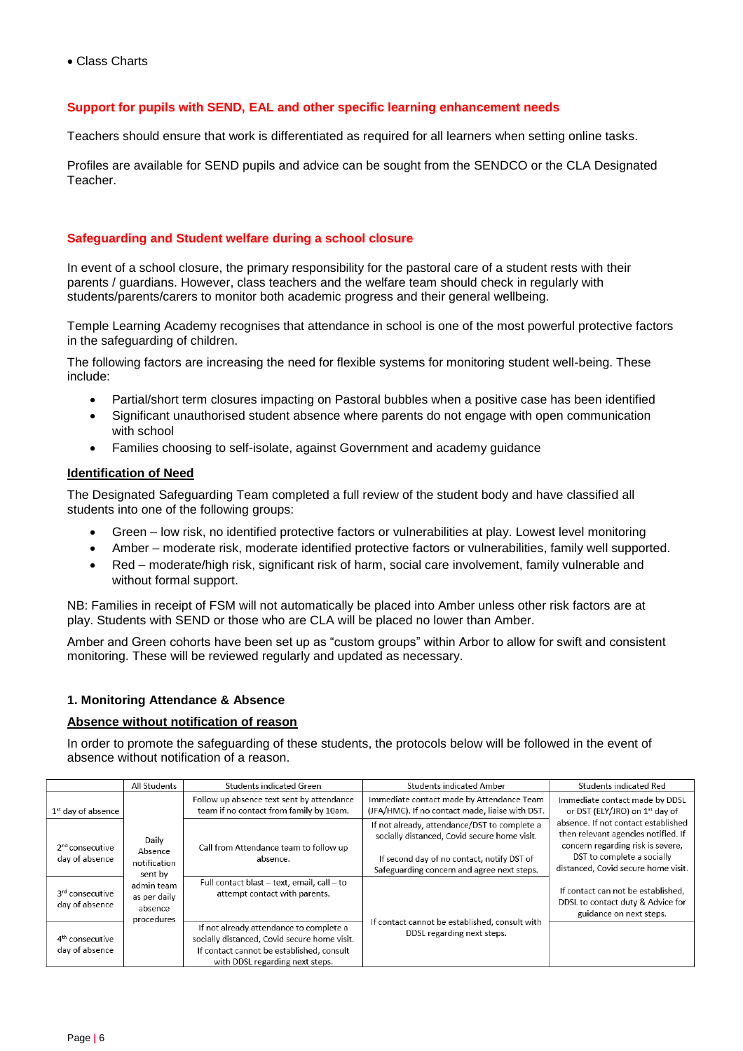- Class Charts

## Support for pupils with SEND, EAL and other specific learning enhancement needs

Teachers should ensure that work is differentiated as required for all learners when setting online tasks.

Profiles are available for SEND pupils and advice can be sought from the SENDCO or the CLA Designated Teacher.

## Safeguarding and Student welfare during a school closure

In event of a school closure, the primary responsibility for the pastoral care of a student rests with their parents / guardians. However, class teachers and the welfare team should check in regularly with students/parents/carers to monitor both academic progress and their general wellbeing.

Temple Learning Academy recognises that attendance in school is one of the most powerful protective factors in the safeguarding of children.

The following factors are increasing the need for flexible systems for monitoring student well-being. These include:

- Partial/short term closures impacting on Pastoral bubbles when a positive case has been identified
- Significant unauthorised student absence where parents do not engage with open communication with school
- Families choosing to self-isolate, against Government and academy guidance

### Identification of Need

The Designated Safeguarding Team completed a full review of the student body and have classified all students into one of the following groups:

- Green – low risk, no identified protective factors or vulnerabilities at play. Lowest level monitoring
- Amber – moderate risk, moderate identified protective factors or vulnerabilities, family well supported.
- Red – moderate/high risk, significant risk of harm, social care involvement, family vulnerable and without formal support.

NB: Families in receipt of FSM will not automatically be placed into Amber unless other risk factors are at play. Students with SEND or those who are CLA will be placed no lower than Amber.

Amber and Green cohorts have been set up as "custom groups" within Arbor to allow for swift and consistent monitoring. These will be reviewed regularly and updated as necessary.

### 1. Monitoring Attendance & Absence

#### Absence without notification of reason

In order to promote the safeguarding of these students, the protocols below will be followed in the event of absence without notification of a reason.

| | All Students | Students indicated Green | Students indicated Amber | Students indicated Red |
|---|---|---|---|---|
| 1st day of absence | Daily Absence notification sent by admin team as per daily absence procedures | Follow up absence text sent by attendance team if no contact from family by 10am. | Immediate contact made by Attendance Team (JFA/HMC). If no contact made, liaise with DST. | Immediate contact made by DDSL or DST (ELY/JRO) on 1st day of absence. If not contact established then relevant agencies notified. If concern regarding risk is severe, DST to complete a socially distanced, Covid secure home visit. |
| 2nd consecutive day of absence | | Call from Attendance team to follow up absence. | If not already, attendance/DST to complete a socially distanced, Covid secure home visit. If second day of no contact, notify DST of Safeguarding concern and agree next steps. | |
| 3rd consecutive day of absence | | Full contact blast – text, email, call – to attempt contact with parents. | If contact cannot be established, consult with DDSL regarding next steps. | If contact can not be established, DDSL to contact duty & Advice for guidance on next steps. |
| 4th consecutive day of absence | | If not already attendance to complete a socially distanced, Covid secure home visit. If contact cannot be established, consult with DDSL regarding next steps. | | |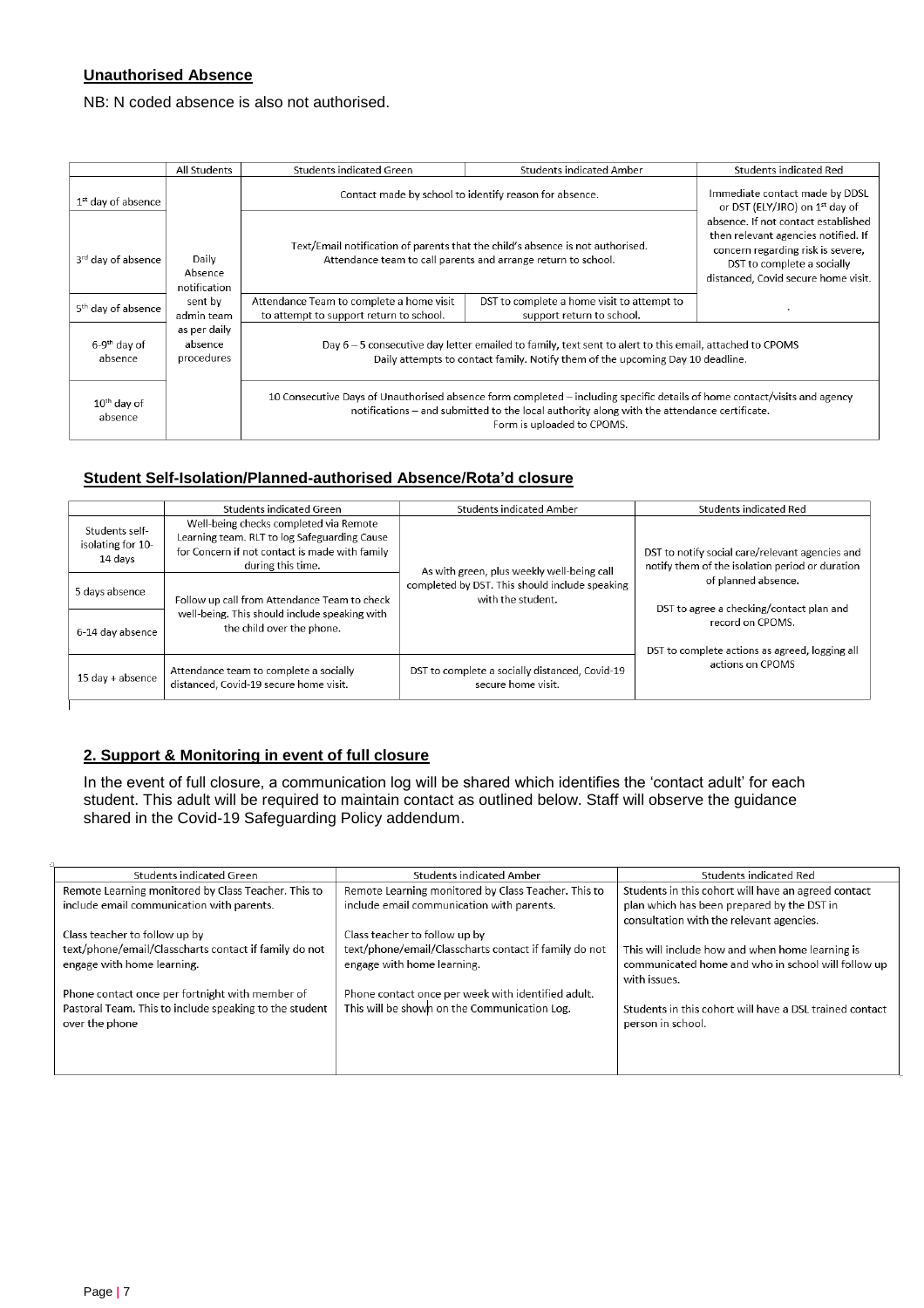**Unauthorised Absence**

NB: N coded absence is also not authorised.

| | All Students | Students indicated Green | Students indicated Amber | Students indicated Red |
|---|---|---|---|---|
| 1st day of absence | Daily Absence notification sent by admin team as per daily absence procedures | Contact made by school to identify reason for absence. | | Immediate contact made by DDSL or DST (ELY/JRO) on 1st day of absence. If not contact established then relevant agencies notified. If concern regarding risk is severe, DST to complete a socially distanced, Covid secure home visit. |
| 3rd day of absence | | Text/Email notification of parents that the child's absence is not authorised. Attendance team to call parents and arrange return to school. | | |
| 5th day of absence | | Attendance Team to complete a home visit to attempt to support return to school. | DST to complete a home visit to attempt to support return to school. | . |
| 6-9th day of absence | | Day 6 – 5 consecutive day letter emailed to family, text sent to alert to this email, attached to CPOMS Daily attempts to contact family. Notify them of the upcoming Day 10 deadline. | | |
| 10th day of absence | | 10 Consecutive Days of Unauthorised absence form completed – including specific details of home contact/visits and agency notifications – and submitted to the local authority along with the attendance certificate. Form is uploaded to CPOMS. | | |

**Student Self-Isolation/Planned-authorised Absence/Rota'd closure**

| | Students indicated Green | Students indicated Amber | Students indicated Red |
|---|---|---|---|
| Students self-isolating for 10-14 days | Well-being checks completed via Remote Learning team. RLT to log Safeguarding Cause for Concern if not contact is made with family during this time. | As with green, plus weekly well-being call completed by DST. This should include speaking with the student. | DST to notify social care/relevant agencies and notify them of the isolation period or duration of planned absence. DST to agree a checking/contact plan and record on CPOMS. DST to complete actions as agreed, logging all actions on CPOMS |
| 5 days absence | Follow up call from Attendance Team to check well-being. This should include speaking with the child over the phone. | | |
| 6-14 day absence | | | |
| 15 day + absence | Attendance team to complete a socially distanced, Covid-19 secure home visit. | DST to complete a socially distanced, Covid-19 secure home visit. | |

**2. Support & Monitoring in event of full closure**

In the event of full closure, a communication log will be shared which identifies the 'contact adult' for each student. This adult will be required to maintain contact as outlined below. Staff will observe the guidance shared in the Covid-19 Safeguarding Policy addendum.

| Students indicated Green | Students indicated Amber | Students indicated Red |
|---|---|---|
| Remote Learning monitored by Class Teacher. This to include email communication with parents.<br><br>Class teacher to follow up by text/phone/email/Classcharts contact if family do not engage with home learning.<br><br>Phone contact once per fortnight with member of Pastoral Team. This to include speaking to the student over the phone | Remote Learning monitored by Class Teacher. This to include email communication with parents.<br><br>Class teacher to follow up by text/phone/email/Classcharts contact if family do not engage with home learning.<br><br>Phone contact once per week with identified adult. This will be shown on the Communication Log. | Students in this cohort will have an agreed contact plan which has been prepared by the DST in consultation with the relevant agencies.<br><br>This will include how and when home learning is communicated home and who in school will follow up with issues.<br><br>Students in this cohort will have a DSL trained contact person in school. |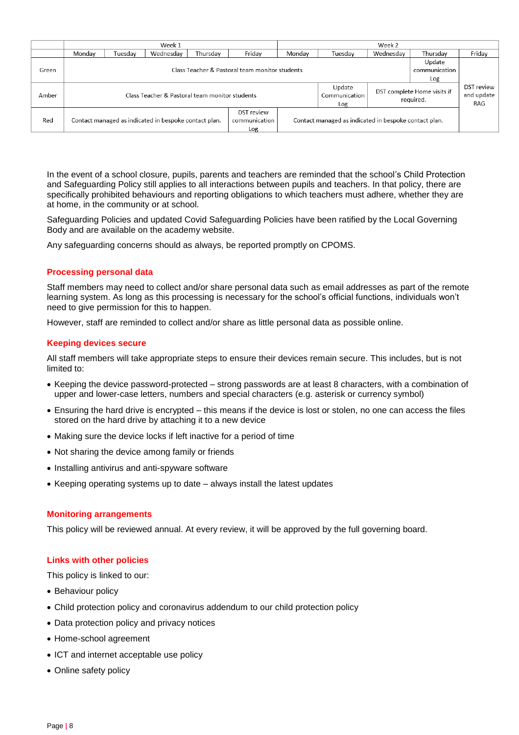| | Week 1 | | | | | Week 2 | | | | |
|---|---|---|---|---|---|---|---|---|---|---|
| | Monday | Tuesday | Wednesday | Thursday | Friday | Monday | Tuesday | Wednesday | Thursday | Friday |
| Green | Class Teacher & Pastoral team monitor students | | | | | | | | Update communication Log | DST review and update RAG |
| Amber | Class Teacher & Pastoral team monitor students | | | | | | Update Communication Log | DST complete Home visits if required. | | |
| Red | Contact managed as indicated in bespoke contact plan. | | | | DST review communication Log | Contact managed as indicated in bespoke contact plan. | | | | |

In the event of a school closure, pupils, parents and teachers are reminded that the school's Child Protection and Safeguarding Policy still applies to all interactions between pupils and teachers. In that policy, there are specifically prohibited behaviours and reporting obligations to which teachers must adhere, whether they are at home, in the community or at school.

Safeguarding Policies and updated Covid Safeguarding Policies have been ratified by the Local Governing Body and are available on the academy website.

Any safeguarding concerns should as always, be reported promptly on CPOMS.

### Processing personal data

Staff members may need to collect and/or share personal data such as email addresses as part of the remote learning system. As long as this processing is necessary for the school's official functions, individuals won't need to give permission for this to happen.

However, staff are reminded to collect and/or share as little personal data as possible online.

### Keeping devices secure

All staff members will take appropriate steps to ensure their devices remain secure. This includes, but is not limited to:

- Keeping the device password-protected – strong passwords are at least 8 characters, with a combination of upper and lower-case letters, numbers and special characters (e.g. asterisk or currency symbol)
- Ensuring the hard drive is encrypted – this means if the device is lost or stolen, no one can access the files stored on the hard drive by attaching it to a new device
- Making sure the device locks if left inactive for a period of time
- Not sharing the device among family or friends
- Installing antivirus and anti-spyware software
- Keeping operating systems up to date – always install the latest updates

### Monitoring arrangements

This policy will be reviewed annual. At every review, it will be approved by the full governing board.

### Links with other policies

This policy is linked to our:

- Behaviour policy
- Child protection policy and coronavirus addendum to our child protection policy
- Data protection policy and privacy notices
- Home-school agreement
- ICT and internet acceptable use policy
- Online safety policy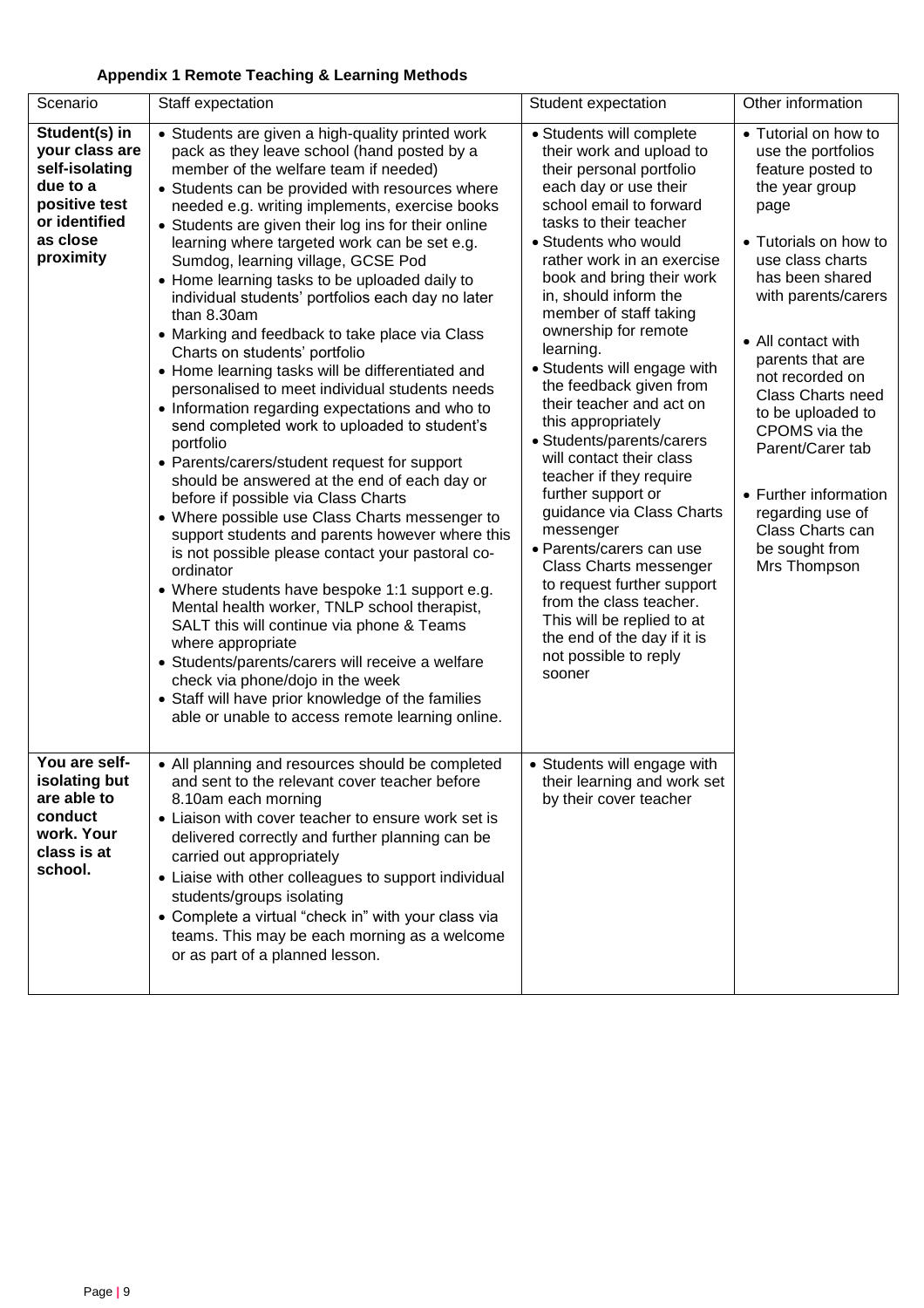**Appendix 1 Remote Teaching & Learning Methods**

| Scenario | Staff expectation | Student expectation | Other information |
|---|---|---|---|
| **Student(s) in your class are self-isolating due to a positive test or identified as close proximity** | • Students are given a high-quality printed work pack as they leave school (hand posted by a member of the welfare team if needed)<br>• Students can be provided with resources where needed e.g. writing implements, exercise books<br>• Students are given their log ins for their online learning where targeted work can be set e.g. Sumdog, learning village, GCSE Pod<br>• Home learning tasks to be uploaded daily to individual students' portfolios each day no later than 8.30am<br>• Marking and feedback to take place via Class Charts on students' portfolio<br>• Home learning tasks will be differentiated and personalised to meet individual students needs<br>• Information regarding expectations and who to send completed work to uploaded to student's portfolio<br>• Parents/carers/student request for support should be answered at the end of each day or before if possible via Class Charts<br>• Where possible use Class Charts messenger to support students and parents however where this is not possible please contact your pastoral co-ordinator<br>• Where students have bespoke 1:1 support e.g. Mental health worker, TNLP school therapist, SALT this will continue via phone & Teams where appropriate<br>• Students/parents/carers will receive a welfare check via phone/dojo in the week<br>• Staff will have prior knowledge of the families able or unable to access remote learning online. | • Students will complete their work and upload to their personal portfolio each day or use their school email to forward tasks to their teacher<br>• Students who would rather work in an exercise book and bring their work in, should inform the member of staff taking ownership for remote learning.<br>• Students will engage with the feedback given from their teacher and act on this appropriately<br>• Students/parents/carers will contact their class teacher if they require further support or guidance via Class Charts messenger<br>• Parents/carers can use Class Charts messenger to request further support from the class teacher. This will be replied to at the end of the day if it is not possible to reply sooner | • Tutorial on how to use the portfolios feature posted to the year group page<br><br>• Tutorials on how to use class charts has been shared with parents/carers<br><br>• All contact with parents that are not recorded on Class Charts need to be uploaded to CPOMS via the Parent/Carer tab<br><br>• Further information regarding use of Class Charts can be sought from Mrs Thompson |
| **You are self-isolating but are able to conduct work. Your class is at school.** | • All planning and resources should be completed and sent to the relevant cover teacher before 8.10am each morning<br>• Liaison with cover teacher to ensure work set is delivered correctly and further planning can be carried out appropriately<br>• Liaise with other colleagues to support individual students/groups isolating<br>• Complete a virtual "check in" with your class via teams. This may be each morning as a welcome or as part of a planned lesson. | • Students will engage with their learning and work set by their cover teacher | |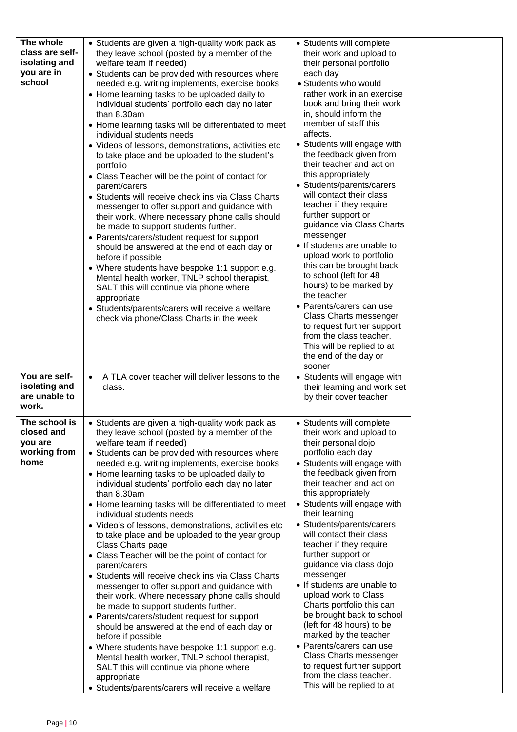| | | | |
|---|---|---|---|
| **The whole class are self-isolating and you are in school** | • Students are given a high-quality work pack as they leave school (posted by a member of the welfare team if needed)<br>• Students can be provided with resources where needed e.g. writing implements, exercise books<br>• Home learning tasks to be uploaded daily to individual students' portfolio each day no later than 8.30am<br>• Home learning tasks will be differentiated to meet individual students needs<br>• Videos of lessons, demonstrations, activities etc to take place and be uploaded to the student's portfolio<br>• Class Teacher will be the point of contact for parent/carers<br>• Students will receive check ins via Class Charts messenger to offer support and guidance with their work. Where necessary phone calls should be made to support students further.<br>• Parents/carers/student request for support should be answered at the end of each day or before if possible<br>• Where students have bespoke 1:1 support e.g. Mental health worker, TNLP school therapist, SALT this will continue via phone where appropriate<br>• Students/parents/carers will receive a welfare check via phone/Class Charts in the week | • Students will complete their work and upload to their personal portfolio each day<br>• Students who would rather work in an exercise book and bring their work in, should inform the member of staff this affects.<br>• Students will engage with the feedback given from their teacher and act on this appropriately<br>• Students/parents/carers will contact their class teacher if they require further support or guidance via Class Charts messenger<br>• If students are unable to upload work to portfolio this can be brought back to school (left for 48 hours) to be marked by the teacher<br>• Parents/carers can use Class Charts messenger to request further support from the class teacher. This will be replied to at the end of the day or sooner | |
| **You are self-isolating and are unable to work.** | • A TLA cover teacher will deliver lessons to the class. | • Students will engage with their learning and work set by their cover teacher | |
| **The school is closed and you are working from home** | • Students are given a high-quality work pack as they leave school (posted by a member of the welfare team if needed)<br>• Students can be provided with resources where needed e.g. writing implements, exercise books<br>• Home learning tasks to be uploaded daily to individual students' portfolio each day no later than 8.30am<br>• Home learning tasks will be differentiated to meet individual students needs<br>• Video's of lessons, demonstrations, activities etc to take place and be uploaded to the year group Class Charts page<br>• Class Teacher will be the point of contact for parent/carers<br>• Students will receive check ins via Class Charts messenger to offer support and guidance with their work. Where necessary phone calls should be made to support students further.<br>• Parents/carers/student request for support should be answered at the end of each day or before if possible<br>• Where students have bespoke 1:1 support e.g. Mental health worker, TNLP school therapist, SALT this will continue via phone where appropriate<br>• Students/parents/carers will receive a welfare | • Students will complete their work and upload to their personal dojo portfolio each day<br>• Students will engage with the feedback given from their teacher and act on this appropriately<br>• Students will engage with their learning<br>• Students/parents/carers will contact their class teacher if they require further support or guidance via class dojo messenger<br>• If students are unable to upload work to Class Charts portfolio this can be brought back to school (left for 48 hours) to be marked by the teacher<br>• Parents/carers can use Class Charts messenger to request further support from the class teacher. This will be replied to at | |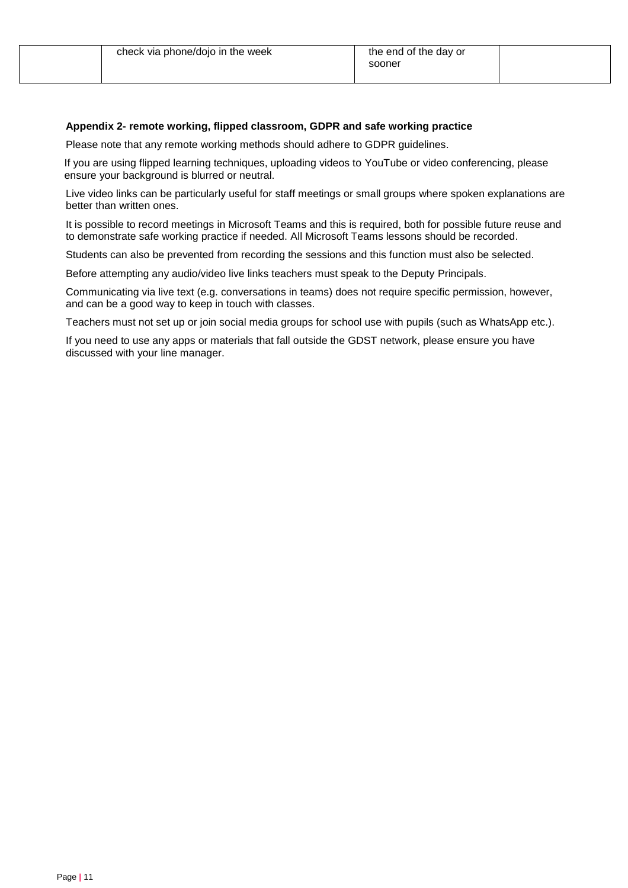| | | | |
|---|---|---|---|
| | check via phone/dojo in the week | the end of the day or sooner | |

**Appendix 2- remote working, flipped classroom, GDPR and safe working practice**

Please note that any remote working methods should adhere to GDPR guidelines.

If you are using flipped learning techniques, uploading videos to YouTube or video conferencing, please ensure your background is blurred or neutral.

Live video links can be particularly useful for staff meetings or small groups where spoken explanations are better than written ones.

It is possible to record meetings in Microsoft Teams and this is required, both for possible future reuse and to demonstrate safe working practice if needed. All Microsoft Teams lessons should be recorded.

Students can also be prevented from recording the sessions and this function must also be selected.

Before attempting any audio/video live links teachers must speak to the Deputy Principals.

Communicating via live text (e.g. conversations in teams) does not require specific permission, however, and can be a good way to keep in touch with classes.

Teachers must not set up or join social media groups for school use with pupils (such as WhatsApp etc.).

If you need to use any apps or materials that fall outside the GDST network, please ensure you have discussed with your line manager.